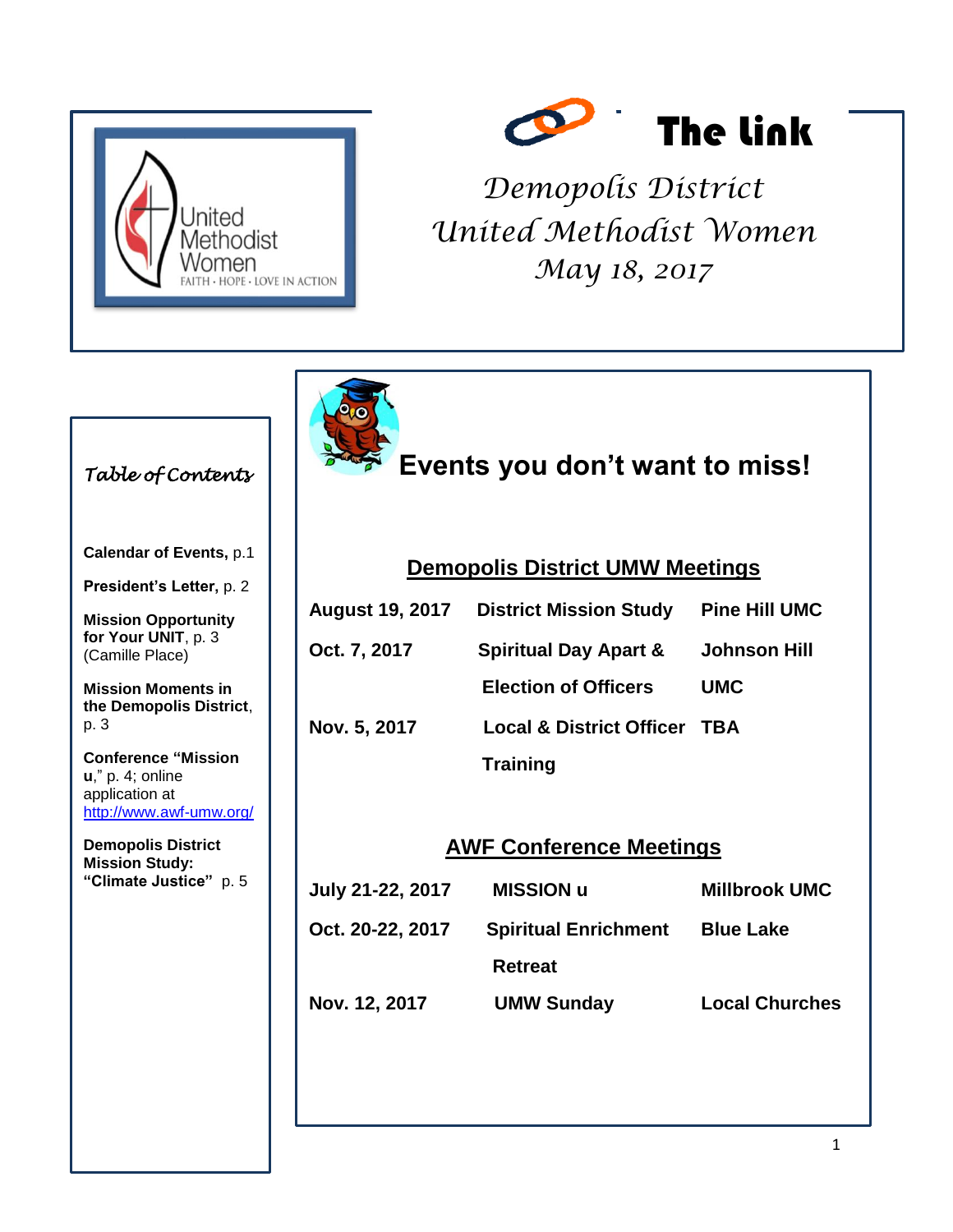# The Link

## Demopolis District United Methodist Women

*May 18, 2017*

*Table of Contents*

**Calendar of Events,** p.1

**President's Letter,** p. 2

**Mission Opportunity for Your UNIT**, p. 3 (Camille Place)

**Mission Moments in the Demopolis District**, p. 3

**Conference "Mission u**," p. 4; online application at http://www.awf-umw.org/

**Demopolis District Mission Study: "Climate Justice"** p. 5

## Events you don't want to miss!

### Demopolis District UMW Meetings

| | | |
|---|---|---|
| **August 19, 2017** | **District Mission Study** | **Pine Hill UMC** |
| **Oct. 7, 2017** | **Spiritual Day Apart & Election of Officers** | **Johnson Hill UMC** |
| **Nov. 5, 2017** | **Local & District Officer Training** | **TBA** |

### AWF Conference Meetings

| | | |
|---|---|---|
| **July 21-22, 2017** | **MISSION u** | **Millbrook UMC** |
| **Oct. 20-22, 2017** | **Spiritual Enrichment Retreat** | **Blue Lake** |
| **Nov. 12, 2017** | **UMW Sunday** | **Local Churches** |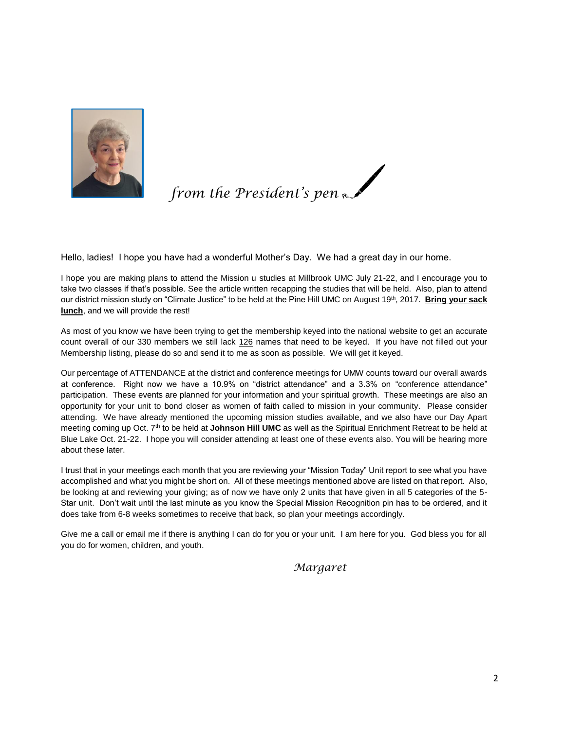# *from the President's pen*

Hello, ladies! I hope you have had a wonderful Mother's Day. We had a great day in our home.

I hope you are making plans to attend the Mission u studies at Millbrook UMC July 21-22, and I encourage you to take two classes if that's possible. See the article written recapping the studies that will be held. Also, plan to attend our district mission study on "Climate Justice" to be held at the Pine Hill UMC on August 19th, 2017. **Bring your sack lunch**, and we will provide the rest!

As most of you know we have been trying to get the membership keyed into the national website to get an accurate count overall of our 330 members we still lack 126 names that need to be keyed. If you have not filled out your Membership listing, please do so and send it to me as soon as possible. We will get it keyed.

Our percentage of ATTENDANCE at the district and conference meetings for UMW counts toward our overall awards at conference. Right now we have a 10.9% on "district attendance" and a 3.3% on "conference attendance" participation. These events are planned for your information and your spiritual growth. These meetings are also an opportunity for your unit to bond closer as women of faith called to mission in your community. Please consider attending. We have already mentioned the upcoming mission studies available, and we also have our Day Apart meeting coming up Oct. 7th to be held at **Johnson Hill UMC** as well as the Spiritual Enrichment Retreat to be held at Blue Lake Oct. 21-22. I hope you will consider attending at least one of these events also. You will be hearing more about these later.

I trust that in your meetings each month that you are reviewing your "Mission Today" Unit report to see what you have accomplished and what you might be short on. All of these meetings mentioned above are listed on that report. Also, be looking at and reviewing your giving; as of now we have only 2 units that have given in all 5 categories of the 5-Star unit. Don't wait until the last minute as you know the Special Mission Recognition pin has to be ordered, and it does take from 6-8 weeks sometimes to receive that back, so plan your meetings accordingly.

Give me a call or email me if there is anything I can do for you or your unit. I am here for you. God bless you for all you do for women, children, and youth.

*Margaret*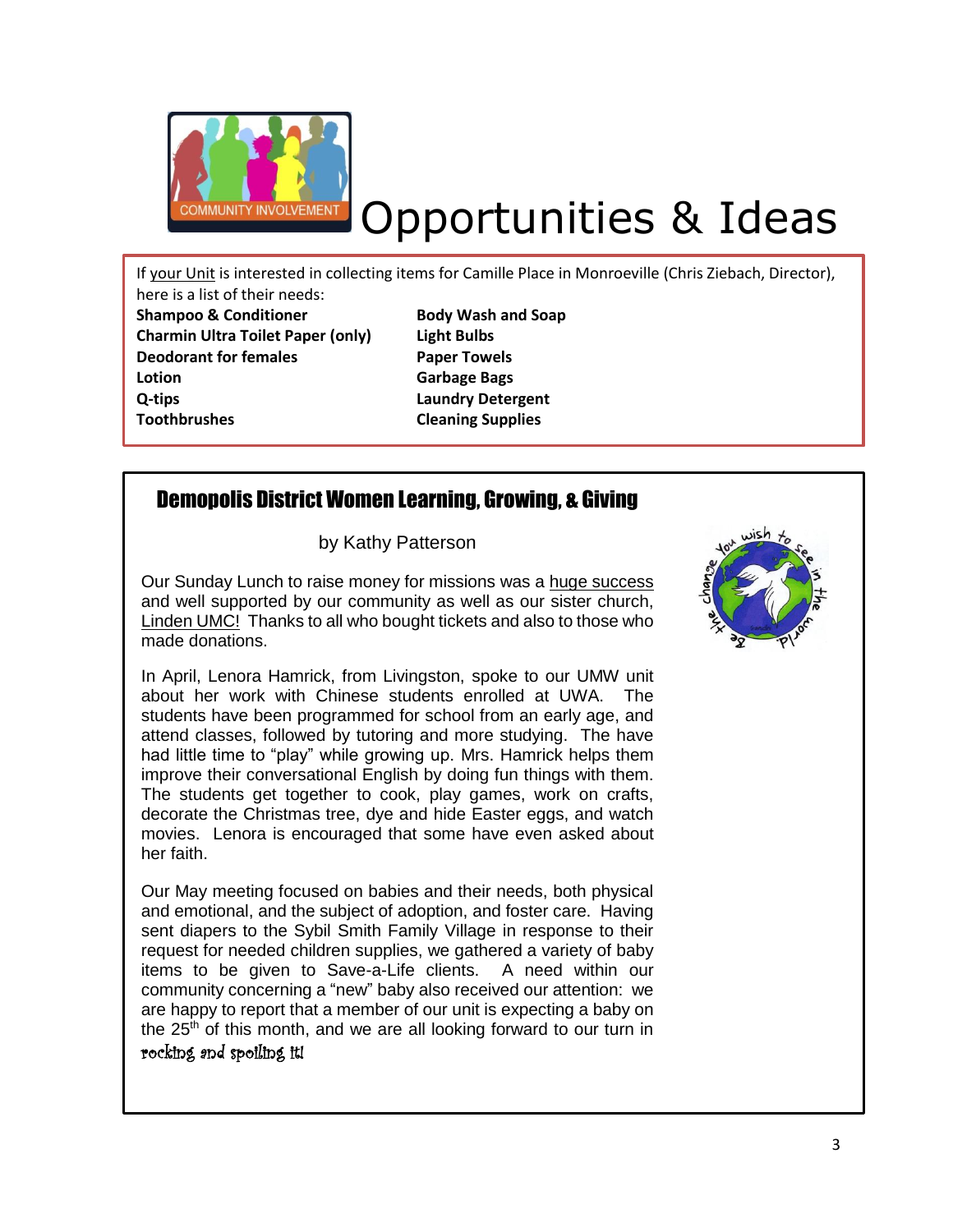# Opportunities & Ideas

If your Unit is interested in collecting items for Camille Place in Monroeville (Chris Ziebach, Director), here is a list of their needs:

- **Shampoo & Conditioner**
- **Charmin Ultra Toilet Paper (only)**
- **Deodorant for females**
- **Lotion**
- **Q-tips**
- **Toothbrushes**
- **Body Wash and Soap**
- **Light Bulbs**
- **Paper Towels**
- **Garbage Bags**
- **Laundry Detergent**
- **Cleaning Supplies**

## Demopolis District Women Learning, Growing, & Giving

by Kathy Patterson

Our Sunday Lunch to raise money for missions was a huge success and well supported by our community as well as our sister church, Linden UMC! Thanks to all who bought tickets and also to those who made donations.

In April, Lenora Hamrick, from Livingston, spoke to our UMW unit about her work with Chinese students enrolled at UWA. The students have been programmed for school from an early age, and attend classes, followed by tutoring and more studying. The have had little time to "play" while growing up. Mrs. Hamrick helps them improve their conversational English by doing fun things with them. The students get together to cook, play games, work on crafts, decorate the Christmas tree, dye and hide Easter eggs, and watch movies. Lenora is encouraged that some have even asked about her faith.

Our May meeting focused on babies and their needs, both physical and emotional, and the subject of adoption, and foster care. Having sent diapers to the Sybil Smith Family Village in response to their request for needed children supplies, we gathered a variety of baby items to be given to Save-a-Life clients. A need within our community concerning a "new" baby also received our attention: we are happy to report that a member of our unit is expecting a baby on the 25th of this month, and we are all looking forward to our turn in rocking and spoiling it!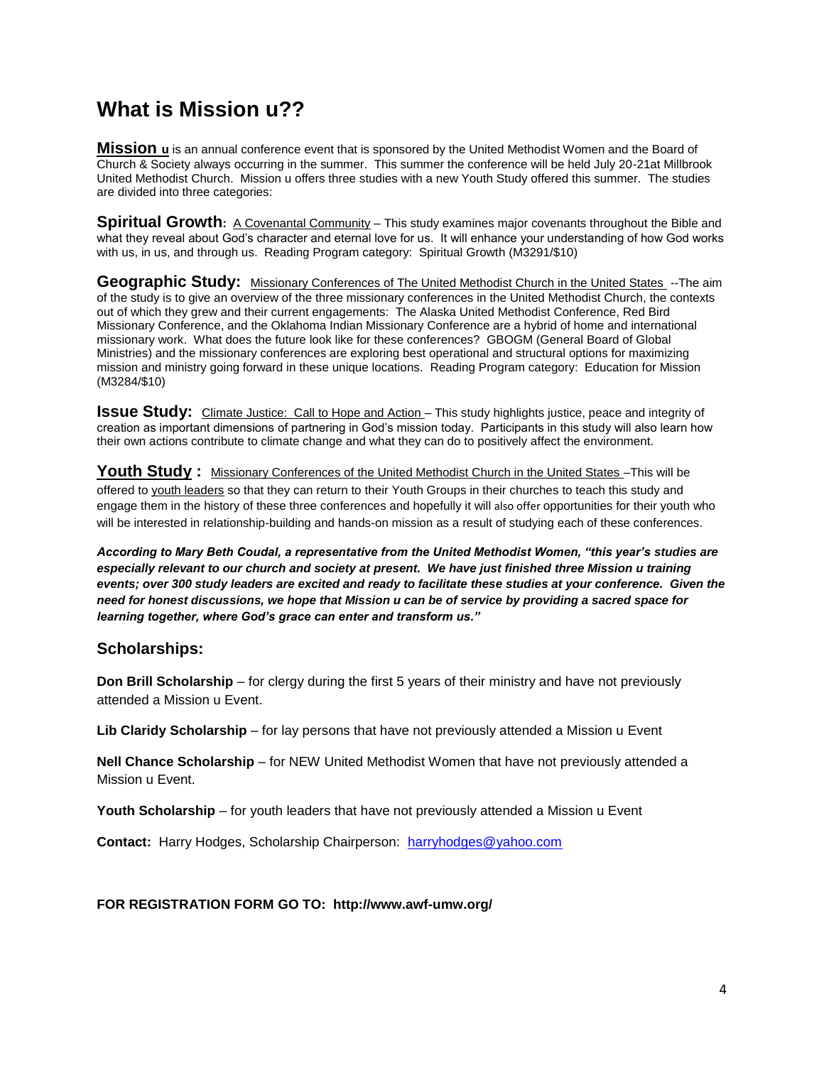# What is Mission u??

**Mission u** is an annual conference event that is sponsored by the United Methodist Women and the Board of Church & Society always occurring in the summer. This summer the conference will be held July 20-21at Millbrook United Methodist Church. Mission u offers three studies with a new Youth Study offered this summer. The studies are divided into three categories:

**Spiritual Growth:** A Covenantal Community – This study examines major covenants throughout the Bible and what they reveal about God's character and eternal love for us. It will enhance your understanding of how God works with us, in us, and through us. Reading Program category: Spiritual Growth (M3291/$10)

**Geographic Study:** Missionary Conferences of The United Methodist Church in the United States --The aim of the study is to give an overview of the three missionary conferences in the United Methodist Church, the contexts out of which they grew and their current engagements: The Alaska United Methodist Conference, Red Bird Missionary Conference, and the Oklahoma Indian Missionary Conference are a hybrid of home and international missionary work. What does the future look like for these conferences? GBOGM (General Board of Global Ministries) and the missionary conferences are exploring best operational and structural options for maximizing mission and ministry going forward in these unique locations. Reading Program category: Education for Mission (M3284/$10)

**Issue Study:** Climate Justice: Call to Hope and Action – This study highlights justice, peace and integrity of creation as important dimensions of partnering in God's mission today. Participants in this study will also learn how their own actions contribute to climate change and what they can do to positively affect the environment.

**Youth Study :** Missionary Conferences of the United Methodist Church in the United States –This will be offered to youth leaders so that they can return to their Youth Groups in their churches to teach this study and engage them in the history of these three conferences and hopefully it will also offer opportunities for their youth who will be interested in relationship-building and hands-on mission as a result of studying each of these conferences.

***According to Mary Beth Coudal, a representative from the United Methodist Women, "this year's studies are especially relevant to our church and society at present. We have just finished three Mission u training events; over 300 study leaders are excited and ready to facilitate these studies at your conference. Given the need for honest discussions, we hope that Mission u can be of service by providing a sacred space for learning together, where God's grace can enter and transform us."***

## Scholarships:

**Don Brill Scholarship** – for clergy during the first 5 years of their ministry and have not previously attended a Mission u Event.

**Lib Claridy Scholarship** – for lay persons that have not previously attended a Mission u Event

**Nell Chance Scholarship** – for NEW United Methodist Women that have not previously attended a Mission u Event.

**Youth Scholarship** – for youth leaders that have not previously attended a Mission u Event

**Contact:** Harry Hodges, Scholarship Chairperson: harryhodges@yahoo.com

**FOR REGISTRATION FORM GO TO: http://www.awf-umw.org/**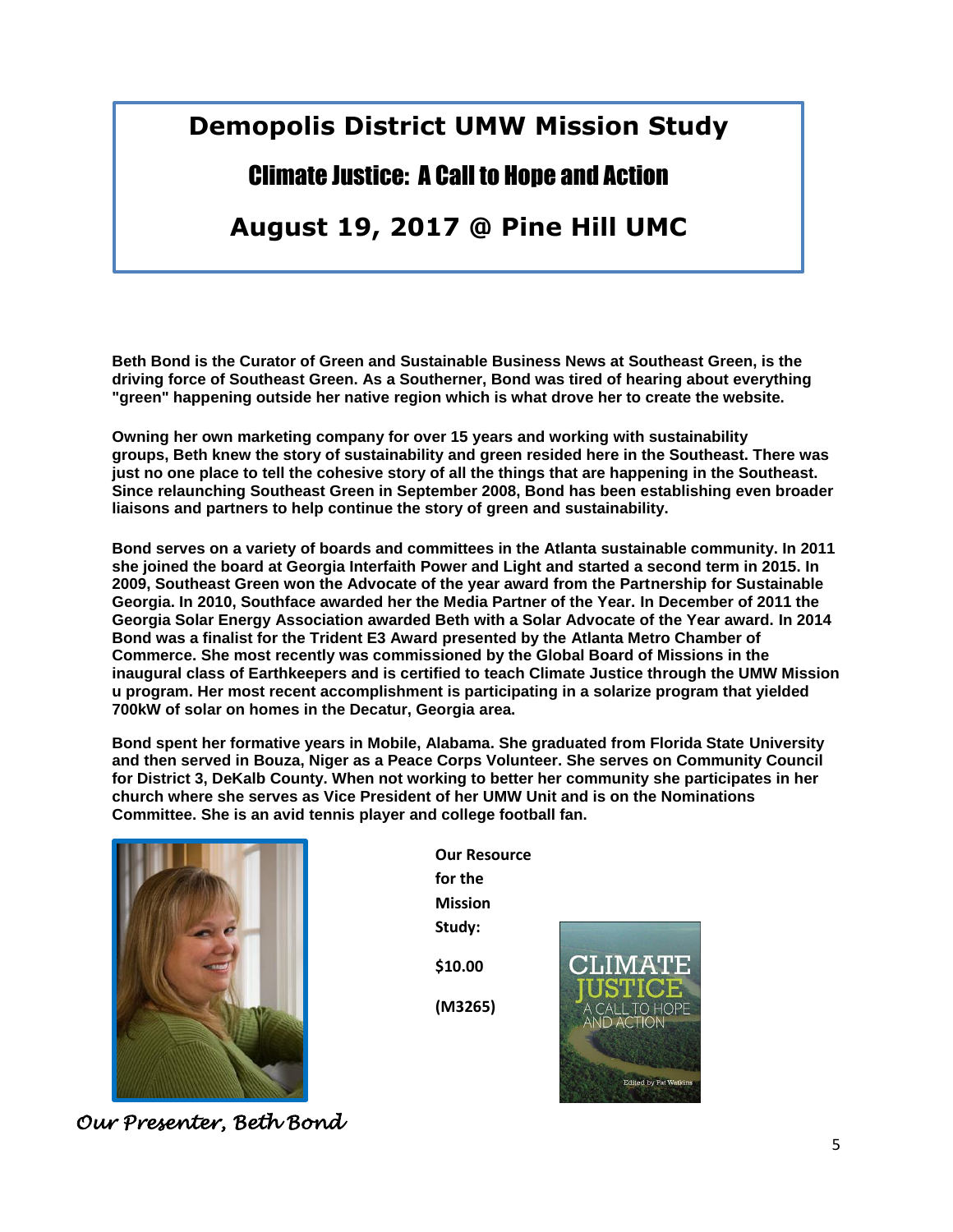# Demopolis District UMW Mission Study

## Climate Justice: A Call to Hope and Action

## August 19, 2017 @ Pine Hill UMC

**Beth Bond is the Curator of Green and Sustainable Business News at Southeast Green, is the driving force of Southeast Green. As a Southerner, Bond was tired of hearing about everything "green" happening outside her native region which is what drove her to create the website.**

**Owning her own marketing company for over 15 years and working with sustainability groups, Beth knew the story of sustainability and green resided here in the Southeast. There was just no one place to tell the cohesive story of all the things that are happening in the Southeast. Since relaunching Southeast Green in September 2008, Bond has been establishing even broader liaisons and partners to help continue the story of green and sustainability.**

**Bond serves on a variety of boards and committees in the Atlanta sustainable community. In 2011 she joined the board at Georgia Interfaith Power and Light and started a second term in 2015. In 2009, Southeast Green won the Advocate of the year award from the Partnership for Sustainable Georgia. In 2010, Southface awarded her the Media Partner of the Year. In December of 2011 the Georgia Solar Energy Association awarded Beth with a Solar Advocate of the Year award. In 2014 Bond was a finalist for the Trident E3 Award presented by the Atlanta Metro Chamber of Commerce. She most recently was commissioned by the Global Board of Missions in the inaugural class of Earthkeepers and is certified to teach Climate Justice through the UMW Mission u program. Her most recent accomplishment is participating in a solarize program that yielded 700kW of solar on homes in the Decatur, Georgia area.**

**Bond spent her formative years in Mobile, Alabama. She graduated from Florida State University and then served in Bouza, Niger as a Peace Corps Volunteer. She serves on Community Council for District 3, DeKalb County. When not working to better her community she participates in her church where she serves as Vice President of her UMW Unit and is on the Nominations Committee. She is an avid tennis player and college football fan.**

*Our Presenter, Beth Bond*

**Our Resource for the Mission Study:**

**$10.00**

**(M3265)**

CLIMATE JUSTICE
A CALL TO HOPE AND ACTION
Edited by Pat Watkins